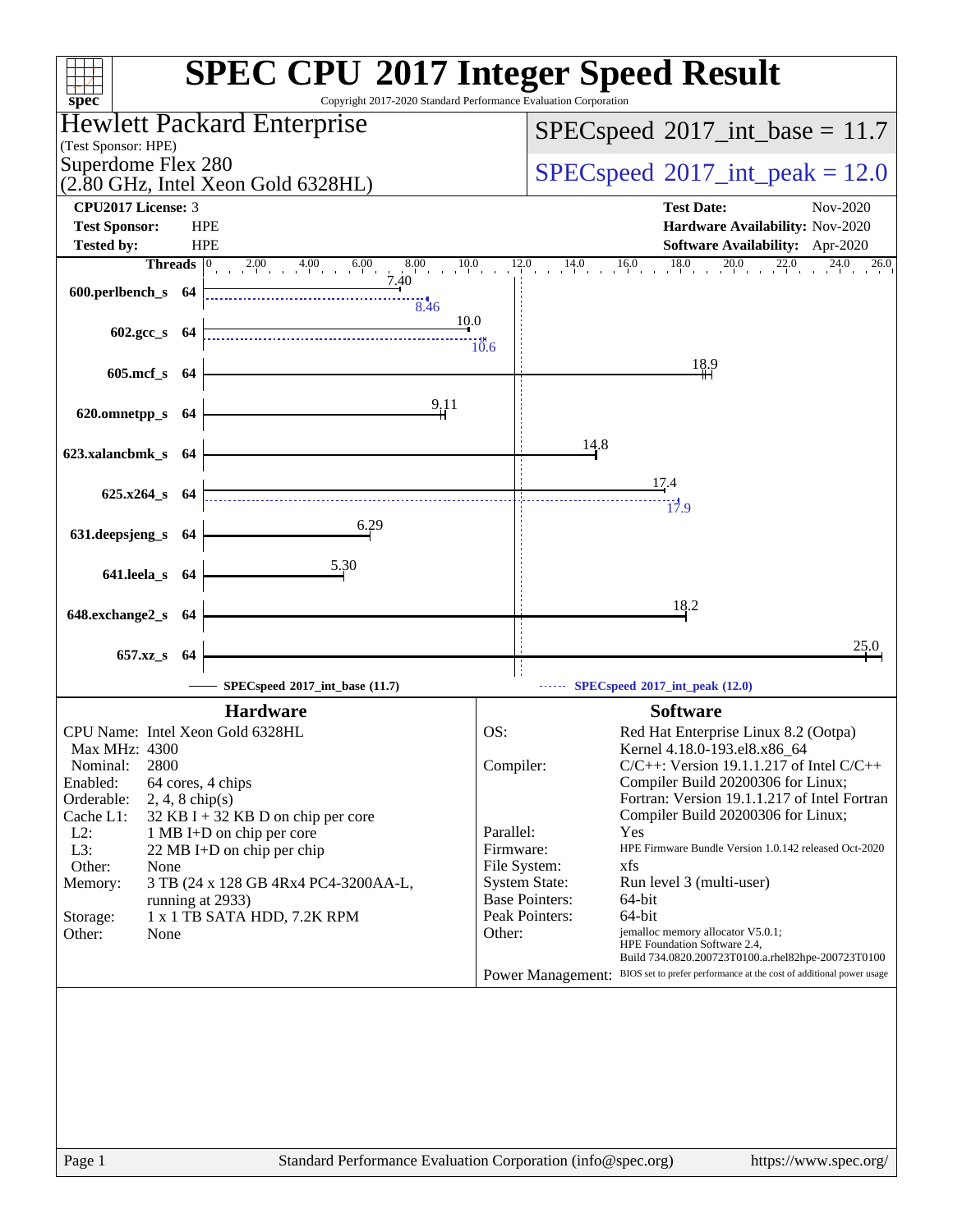# SPEC CPU 2017 Integer Speed Result

Copyright 2017-2020 Standard Performance Evaluation Corporation

**Hewlett Packard Enterprise**
(Test Sponsor: HPE)
Superdome Flex 280
(2.80 GHz, Intel Xeon Gold 6328HL)

SPECspeed 2017_int_base = 11.7

SPECspeed 2017_int_peak = 12.0

| | | | |
|---|---|---|---|
| **CPU2017 License:** | 3 | **Test Date:** | Nov-2020 |
| **Test Sponsor:** | HPE | **Hardware Availability:** | Nov-2020 |
| **Tested by:** | HPE | **Software Availability:** | Apr-2020 |

| Benchmark | Threads | Base | Peak |
|---|---|---|---|
| 600.perlbench_s | 64 | 7.40 | 8.46 |
| 602.gcc_s | 64 | 10.0 | 10.6 |
| 605.mcf_s | 64 | 18.9 | |
| 620.omnetpp_s | 64 | 9.11 | |
| 623.xalancbmk_s | 64 | 14.8 | |
| 625.x264_s | 64 | 17.4 | 17.9 |
| 631.deepsjeng_s | 64 | 6.29 | |
| 641.leela_s | 64 | 5.30 | |
| 648.exchange2_s | 64 | 18.2 | |
| 657.xz_s | 64 | 25.0 | |

SPECspeed 2017_int_base (11.7) — SPECspeed 2017_int_peak (12.0)

## Hardware

| | |
|---|---|
| CPU Name: | Intel Xeon Gold 6328HL |
| Max MHz: | 4300 |
| Nominal: | 2800 |
| Enabled: | 64 cores, 4 chips |
| Orderable: | 2, 4, 8 chip(s) |
| Cache L1: | 32 KB I + 32 KB D on chip per core |
| L2: | 1 MB I+D on chip per core |
| L3: | 22 MB I+D on chip per chip |
| Other: | None |
| Memory: | 3 TB (24 x 128 GB 4Rx4 PC4-3200AA-L, running at 2933) |
| Storage: | 1 x 1 TB SATA HDD, 7.2K RPM |
| Other: | None |

## Software

| | |
|---|---|
| OS: | Red Hat Enterprise Linux 8.2 (Ootpa) Kernel 4.18.0-193.el8.x86_64 |
| Compiler: | C/C++: Version 19.1.1.217 of Intel C/C++ Compiler Build 20200306 for Linux; Fortran: Version 19.1.1.217 of Intel Fortran Compiler Build 20200306 for Linux; |
| Parallel: | Yes |
| Firmware: | HPE Firmware Bundle Version 1.0.142 released Oct-2020 |
| File System: | xfs |
| System State: | Run level 3 (multi-user) |
| Base Pointers: | 64-bit |
| Peak Pointers: | 64-bit |
| Other: | jemalloc memory allocator V5.0.1; HPE Foundation Software 2.4, Build 734.0820.200723T0100.a.rhel82hpe-200723T0100 |
| Power Management: | BIOS set to prefer performance at the cost of additional power usage |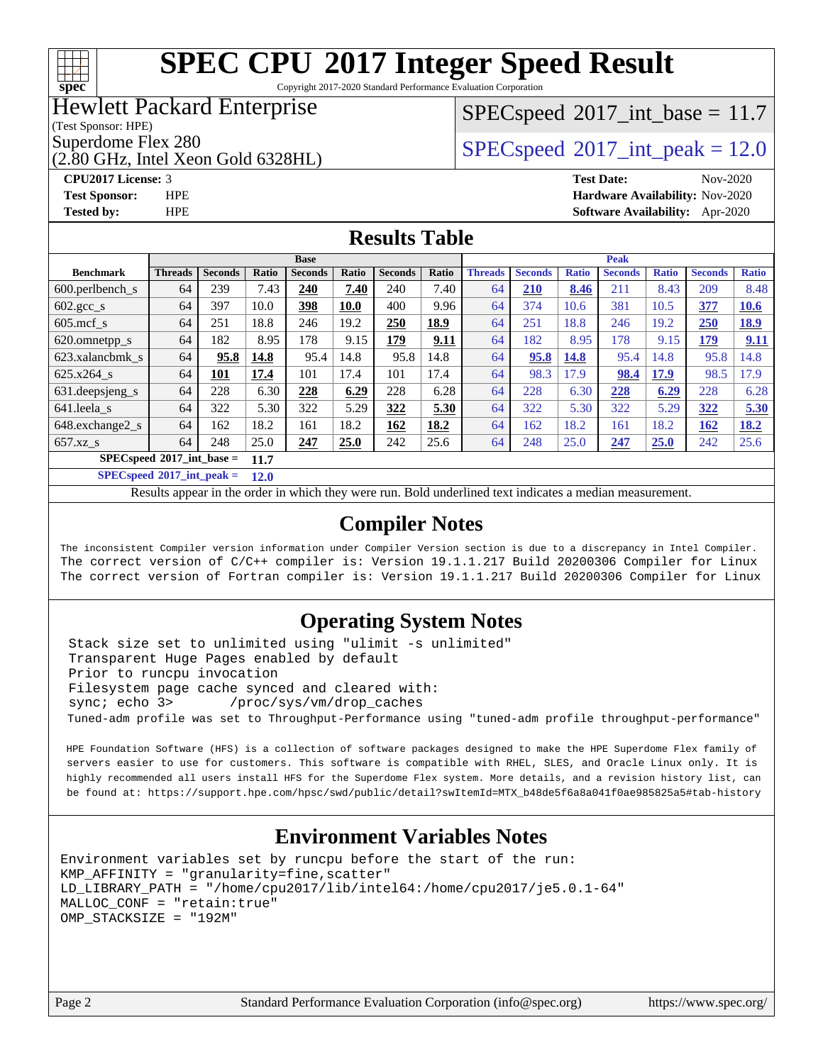# SPEC CPU 2017 Integer Speed Result

Copyright 2017-2020 Standard Performance Evaluation Corporation

Hewlett Packard Enterprise
(Test Sponsor: HPE)
Superdome Flex 280
(2.80 GHz, Intel Xeon Gold 6328HL)

SPECspeed 2017_int_base = 11.7

SPECspeed 2017_int_peak = 12.0

**CPU2017 License:** 3
**Test Sponsor:** HPE
**Tested by:** HPE

**Test Date:** Nov-2020
**Hardware Availability:** Nov-2020
**Software Availability:** Apr-2020

## Results Table

| Benchmark | Base | | | | | | | Peak | | | | | | |
|---|---|---|---|---|---|---|---|---|---|---|---|---|---|---|
| | Threads | Seconds | Ratio | Seconds | Ratio | Seconds | Ratio | Threads | Seconds | Ratio | Seconds | Ratio | Seconds | Ratio |
| 600.perlbench_s | 64 | 239 | 7.43 | **240** | **7.40** | 240 | 7.40 | 64 | **210** | **8.46** | 211 | 8.43 | 209 | 8.48 |
| 602.gcc_s | 64 | 397 | 10.0 | **398** | **10.0** | 400 | 9.96 | 64 | 374 | 10.6 | 381 | 10.5 | **377** | **10.6** |
| 605.mcf_s | 64 | 251 | 18.8 | 246 | 19.2 | **250** | **18.9** | 64 | 251 | 18.8 | 246 | 19.2 | **250** | **18.9** |
| 620.omnetpp_s | 64 | 182 | 8.95 | 178 | 9.15 | **179** | **9.11** | 64 | 182 | 8.95 | 178 | 9.15 | **179** | **9.11** |
| 623.xalancbmk_s | 64 | **95.8** | **14.8** | 95.4 | 14.8 | 95.8 | 14.8 | 64 | **95.8** | **14.8** | 95.4 | 14.8 | 95.8 | 14.8 |
| 625.x264_s | 64 | **101** | **17.4** | 101 | 17.4 | 101 | 17.4 | 64 | 98.3 | 17.9 | **98.4** | **17.9** | 98.5 | 17.9 |
| 631.deepsjeng_s | 64 | 228 | 6.30 | **228** | **6.29** | 228 | 6.28 | 64 | 228 | 6.30 | **228** | **6.29** | 228 | 6.28 |
| 641.leela_s | 64 | 322 | 5.30 | 322 | 5.29 | **322** | **5.30** | 64 | 322 | 5.30 | 322 | 5.29 | **322** | **5.30** |
| 648.exchange2_s | 64 | 162 | 18.2 | 161 | 18.2 | **162** | **18.2** | 64 | 162 | 18.2 | 161 | 18.2 | **162** | **18.2** |
| 657.xz_s | 64 | 248 | 25.0 | **247** | **25.0** | 242 | 25.6 | 64 | 248 | 25.0 | **247** | **25.0** | 242 | 25.6 |

**SPECspeed 2017_int_base = 11.7**

**SPECspeed 2017_int_peak = 12.0**

Results appear in the order in which they were run. Bold underlined text indicates a median measurement.

## Compiler Notes

```
The inconsistent Compiler version information under Compiler Version section is due to a discrepancy in Intel Compiler.
The correct version of C/C++ compiler is: Version 19.1.1.217 Build 20200306 Compiler for Linux
The correct version of Fortran compiler is: Version 19.1.1.217 Build 20200306 Compiler for Linux
```

## Operating System Notes

```
Stack size set to unlimited using "ulimit -s unlimited"
Transparent Huge Pages enabled by default
Prior to runcpu invocation
Filesystem page cache synced and cleared with:
sync; echo 3>       /proc/sys/vm/drop_caches
Tuned-adm profile was set to Throughput-Performance using "tuned-adm profile throughput-performance"

HPE Foundation Software (HFS) is a collection of software packages designed to make the HPE Superdome Flex family of
servers easier to use for customers. This software is compatible with RHEL, SLES, and Oracle Linux only. It is
highly recommended all users install HFS for the Superdome Flex system. More details, and a revision history list, can
be found at: https://support.hpe.com/hpsc/swd/public/detail?swItemId=MTX_b48de5f6a8a041f0ae985825a5#tab-history
```

## Environment Variables Notes

```
Environment variables set by runcpu before the start of the run:
KMP_AFFINITY = "granularity=fine,scatter"
LD_LIBRARY_PATH = "/home/cpu2017/lib/intel64:/home/cpu2017/je5.0.1-64"
MALLOC_CONF = "retain:true"
OMP_STACKSIZE = "192M"
```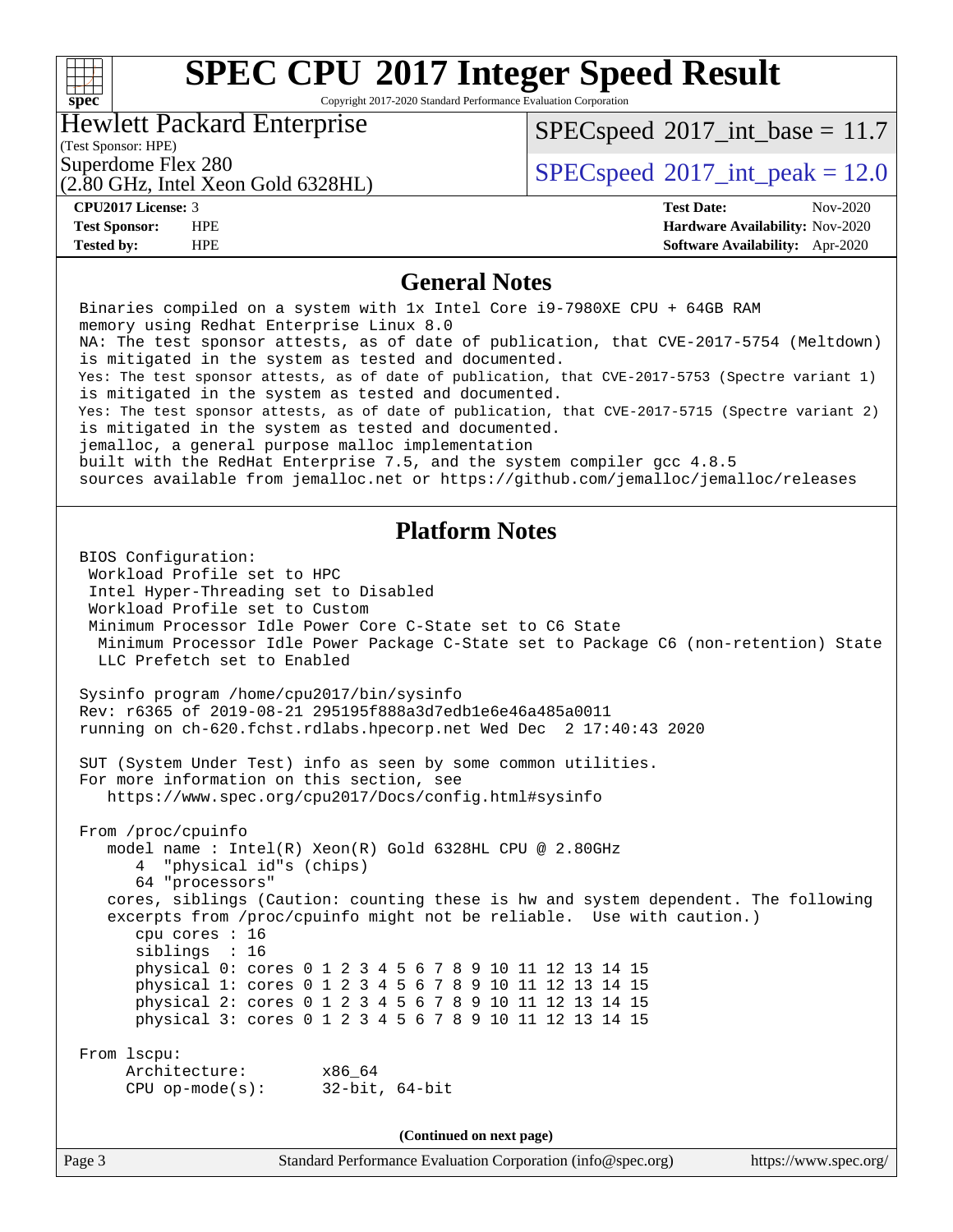# SPEC CPU 2017 Integer Speed Result

Copyright 2017-2020 Standard Performance Evaluation Corporation

## Hewlett Packard Enterprise

(Test Sponsor: HPE)

Superdome Flex 280
(2.80 GHz, Intel Xeon Gold 6328HL)

SPECspeed 2017_int_base = 11.7

SPECspeed 2017_int_peak = 12.0

| | | | |
|---|---|---|---|
| **CPU2017 License:** | 3 | **Test Date:** | Nov-2020 |
| **Test Sponsor:** | HPE | **Hardware Availability:** | Nov-2020 |
| **Tested by:** | HPE | **Software Availability:** | Apr-2020 |

## General Notes

```
Binaries compiled on a system with 1x Intel Core i9-7980XE CPU + 64GB RAM
memory using Redhat Enterprise Linux 8.0
NA: The test sponsor attests, as of date of publication, that CVE-2017-5754 (Meltdown)
is mitigated in the system as tested and documented.
Yes: The test sponsor attests, as of date of publication, that CVE-2017-5753 (Spectre variant 1)
is mitigated in the system as tested and documented.
Yes: The test sponsor attests, as of date of publication, that CVE-2017-5715 (Spectre variant 2)
is mitigated in the system as tested and documented.
jemalloc, a general purpose malloc implementation
built with the RedHat Enterprise 7.5, and the system compiler gcc 4.8.5
sources available from jemalloc.net or https://github.com/jemalloc/jemalloc/releases
```

## Platform Notes

```
BIOS Configuration:
 Workload Profile set to HPC
 Intel Hyper-Threading set to Disabled
 Workload Profile set to Custom
 Minimum Processor Idle Power Core C-State set to C6 State
  Minimum Processor Idle Power Package C-State set to Package C6 (non-retention) State
  LLC Prefetch set to Enabled

Sysinfo program /home/cpu2017/bin/sysinfo
Rev: r6365 of 2019-08-21 295195f888a3d7edb1e6e46a485a0011
running on ch-620.fchst.rdlabs.hpecorp.net Wed Dec  2 17:40:43 2020

SUT (System Under Test) info as seen by some common utilities.
For more information on this section, see
   https://www.spec.org/cpu2017/Docs/config.html#sysinfo

From /proc/cpuinfo
   model name : Intel(R) Xeon(R) Gold 6328HL CPU @ 2.80GHz
      4  "physical id"s (chips)
      64 "processors"
   cores, siblings (Caution: counting these is hw and system dependent. The following
   excerpts from /proc/cpuinfo might not be reliable.  Use with caution.)
      cpu cores : 16
      siblings  : 16
      physical 0: cores 0 1 2 3 4 5 6 7 8 9 10 11 12 13 14 15
      physical 1: cores 0 1 2 3 4 5 6 7 8 9 10 11 12 13 14 15
      physical 2: cores 0 1 2 3 4 5 6 7 8 9 10 11 12 13 14 15
      physical 3: cores 0 1 2 3 4 5 6 7 8 9 10 11 12 13 14 15

From lscpu:
     Architecture:        x86_64
     CPU op-mode(s):      32-bit, 64-bit
```

(Continued on next page)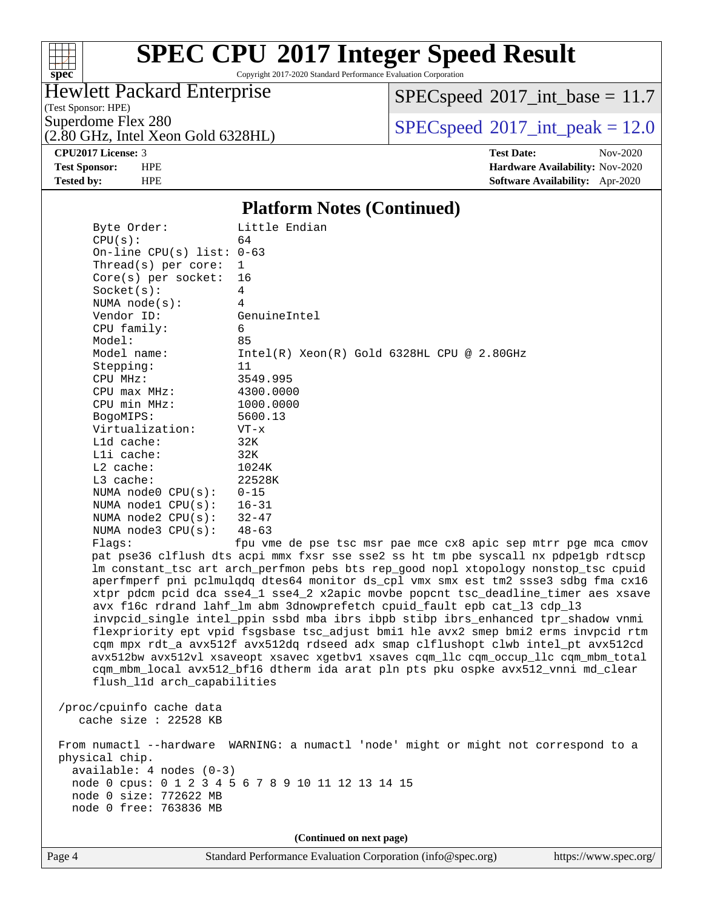## Platform Notes (Continued)

```
Byte Order:            Little Endian
CPU(s):                64
On-line CPU(s) list:   0-63
Thread(s) per core:    1
Core(s) per socket:    16
Socket(s):             4
NUMA node(s):          4
Vendor ID:             GenuineIntel
CPU family:            6
Model:                 85
Model name:            Intel(R) Xeon(R) Gold 6328HL CPU @ 2.80GHz
Stepping:              11
CPU MHz:               3549.995
CPU max MHz:           4300.0000
CPU min MHz:           1000.0000
BogoMIPS:              5600.13
Virtualization:        VT-x
L1d cache:             32K
L1i cache:             32K
L2 cache:              1024K
L3 cache:              22528K
NUMA node0 CPU(s):     0-15
NUMA node1 CPU(s):     16-31
NUMA node2 CPU(s):     32-47
NUMA node3 CPU(s):     48-63
Flags:                 fpu vme de pse tsc msr pae mce cx8 apic sep mtrr pge mca cmov
pat pse36 clflush dts acpi mmx fxsr sse sse2 ss ht tm pbe syscall nx pdpe1gb rdtscp
lm constant_tsc art arch_perfmon pebs bts rep_good nopl xtopology nonstop_tsc cpuid
aperfmperf pni pclmulqdq dtes64 monitor ds_cpl vmx smx est tm2 ssse3 sdbg fma cx16
xtpr pdcm pcid dca sse4_1 sse4_2 x2apic movbe popcnt tsc_deadline_timer aes xsave
avx f16c rdrand lahf_lm abm 3dnowprefetch cpuid_fault epb cat_l3 cdp_l3
invpcid_single intel_ppin ssbd mba ibrs ibpb stibp ibrs_enhanced tpr_shadow vnmi
flexpriority ept vpid fsgsbase tsc_adjust bmi1 hle avx2 smep bmi2 erms invpcid rtm
cqm mpx rdt_a avx512f avx512dq rdseed adx smap clflushopt clwb intel_pt avx512cd
avx512bw avx512vl xsaveopt xsavec xgetbv1 xsaves cqm_llc cqm_occup_llc cqm_mbm_total
cqm_mbm_local avx512_bf16 dtherm ida arat pln pts pku ospke avx512_vnni md_clear
flush_l1d arch_capabilities

/proc/cpuinfo cache data
   cache size : 22528 KB

From numactl --hardware  WARNING: a numactl 'node' might or might not correspond to a
physical chip.
  available: 4 nodes (0-3)
  node 0 cpus: 0 1 2 3 4 5 6 7 8 9 10 11 12 13 14 15
  node 0 size: 772622 MB
  node 0 free: 763836 MB
```

(Continued on next page)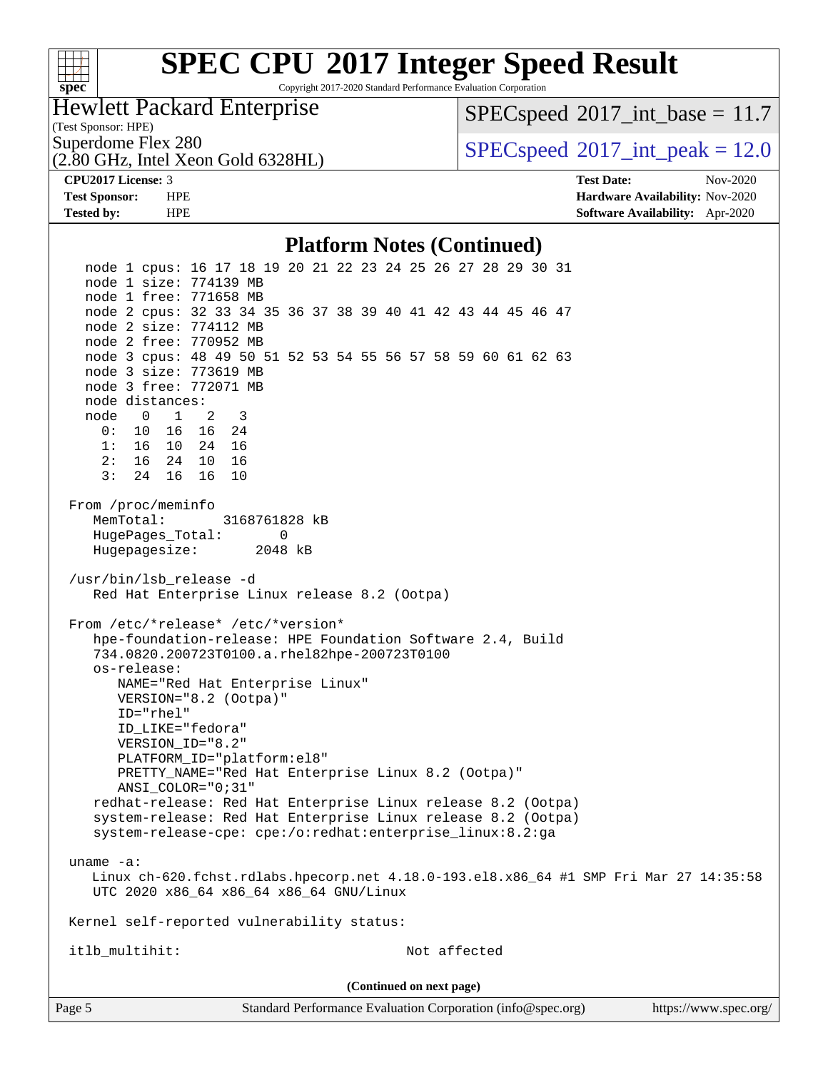# SPEC CPU 2017 Integer Speed Result

Copyright 2017-2020 Standard Performance Evaluation Corporation

**Hewlett Packard Enterprise**
(Test Sponsor: HPE)
Superdome Flex 280
(2.80 GHz, Intel Xeon Gold 6328HL)

SPECspeed 2017_int_base = 11.7
SPECspeed 2017_int_peak = 12.0

**CPU2017 License:** 3
**Test Sponsor:** HPE
**Tested by:** HPE

**Test Date:** Nov-2020
**Hardware Availability:** Nov-2020
**Software Availability:** Apr-2020

## Platform Notes (Continued)

```
   node 1 cpus: 16 17 18 19 20 21 22 23 24 25 26 27 28 29 30 31
   node 1 size: 774139 MB
   node 1 free: 771658 MB
   node 2 cpus: 32 33 34 35 36 37 38 39 40 41 42 43 44 45 46 47
   node 2 size: 774112 MB
   node 2 free: 770952 MB
   node 3 cpus: 48 49 50 51 52 53 54 55 56 57 58 59 60 61 62 63
   node 3 size: 773619 MB
   node 3 free: 772071 MB
   node distances:
   node   0   1   2   3
     0:  10  16  16  24
     1:  16  10  24  16
     2:  16  24  10  16
     3:  24  16  16  10

 From /proc/meminfo
    MemTotal:       3168761828 kB
    HugePages_Total:       0
    Hugepagesize:       2048 kB

 /usr/bin/lsb_release -d
    Red Hat Enterprise Linux release 8.2 (Ootpa)

 From /etc/*release* /etc/*version*
    hpe-foundation-release: HPE Foundation Software 2.4, Build
    734.0820.200723T0100.a.rhel82hpe-200723T0100
    os-release:
       NAME="Red Hat Enterprise Linux"
       VERSION="8.2 (Ootpa)"
       ID="rhel"
       ID_LIKE="fedora"
       VERSION_ID="8.2"
       PLATFORM_ID="platform:el8"
       PRETTY_NAME="Red Hat Enterprise Linux 8.2 (Ootpa)"
       ANSI_COLOR="0;31"
    redhat-release: Red Hat Enterprise Linux release 8.2 (Ootpa)
    system-release: Red Hat Enterprise Linux release 8.2 (Ootpa)
    system-release-cpe: cpe:/o:redhat:enterprise_linux:8.2:ga

 uname -a:
    Linux ch-620.fchst.rdlabs.hpecorp.net 4.18.0-193.el8.x86_64 #1 SMP Fri Mar 27 14:35:58
    UTC 2020 x86_64 x86_64 x86_64 GNU/Linux

 Kernel self-reported vulnerability status:

 itlb_multihit:                                    Not affected
```

(Continued on next page)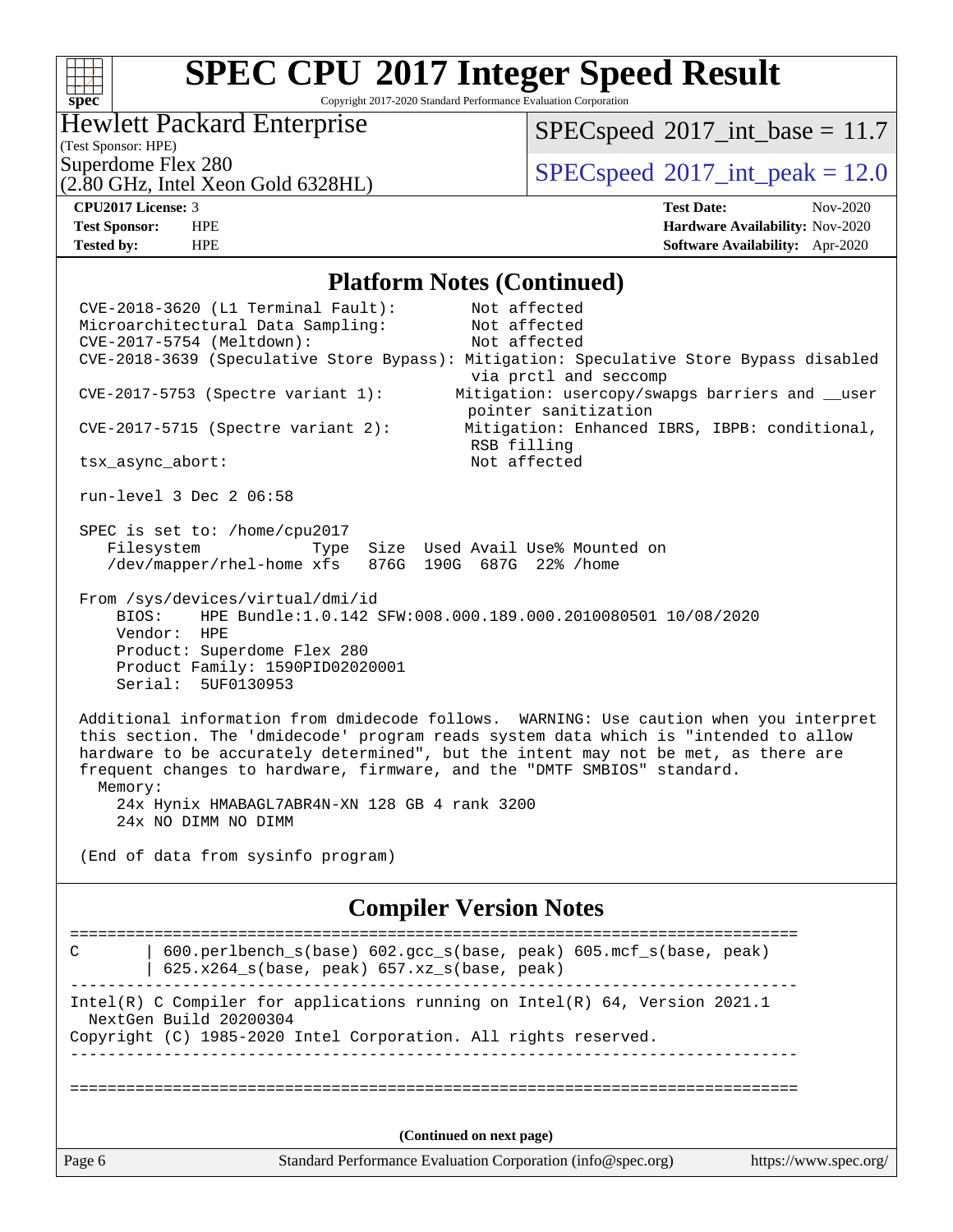# SPEC CPU 2017 Integer Speed Result

Copyright 2017-2020 Standard Performance Evaluation Corporation

**Hewlett Packard Enterprise**
(Test Sponsor: HPE)
Superdome Flex 280
(2.80 GHz, Intel Xeon Gold 6328HL)

SPECspeed 2017_int_base = 11.7
SPECspeed 2017_int_peak = 12.0

| | | | |
|---|---|---|---|
| **CPU2017 License:** | 3 | **Test Date:** | Nov-2020 |
| **Test Sponsor:** | HPE | **Hardware Availability:** | Nov-2020 |
| **Tested by:** | HPE | **Software Availability:** | Apr-2020 |

## Platform Notes (Continued)

```
CVE-2018-3620 (L1 Terminal Fault):          Not affected
Microarchitectural Data Sampling:           Not affected
CVE-2017-5754 (Meltdown):                   Not affected
CVE-2018-3639 (Speculative Store Bypass): Mitigation: Speculative Store Bypass disabled
                                            via prctl and seccomp
CVE-2017-5753 (Spectre variant 1):         Mitigation: usercopy/swapgs barriers and __user
                                            pointer sanitization
CVE-2017-5715 (Spectre variant 2):          Mitigation: Enhanced IBRS, IBPB: conditional,
                                            RSB filling
tsx_async_abort:                            Not affected

run-level 3 Dec 2 06:58

SPEC is set to: /home/cpu2017
   Filesystem            Type  Size  Used Avail Use% Mounted on
   /dev/mapper/rhel-home xfs   876G  190G  687G  22% /home

From /sys/devices/virtual/dmi/id
    BIOS:    HPE Bundle:1.0.142 SFW:008.000.189.000.2010080501 10/08/2020
    Vendor:  HPE
    Product: Superdome Flex 280
    Product Family: 1590PID02020001
    Serial:  5UF0130953

Additional information from dmidecode follows.  WARNING: Use caution when you interpret
this section. The 'dmidecode' program reads system data which is "intended to allow
hardware to be accurately determined", but the intent may not be met, as there are
frequent changes to hardware, firmware, and the "DMTF SMBIOS" standard.
  Memory:
    24x Hynix HMABAGL7ABR4N-XN 128 GB 4 rank 3200
    24x NO DIMM NO DIMM

(End of data from sysinfo program)
```

## Compiler Version Notes

```
==============================================================================
C       | 600.perlbench_s(base) 602.gcc_s(base, peak) 605.mcf_s(base, peak)
        | 625.x264_s(base, peak) 657.xz_s(base, peak)
------------------------------------------------------------------------------
Intel(R) C Compiler for applications running on Intel(R) 64, Version 2021.1
  NextGen Build 20200304
Copyright (C) 1985-2020 Intel Corporation. All rights reserved.
------------------------------------------------------------------------------

==============================================================================
```

(Continued on next page)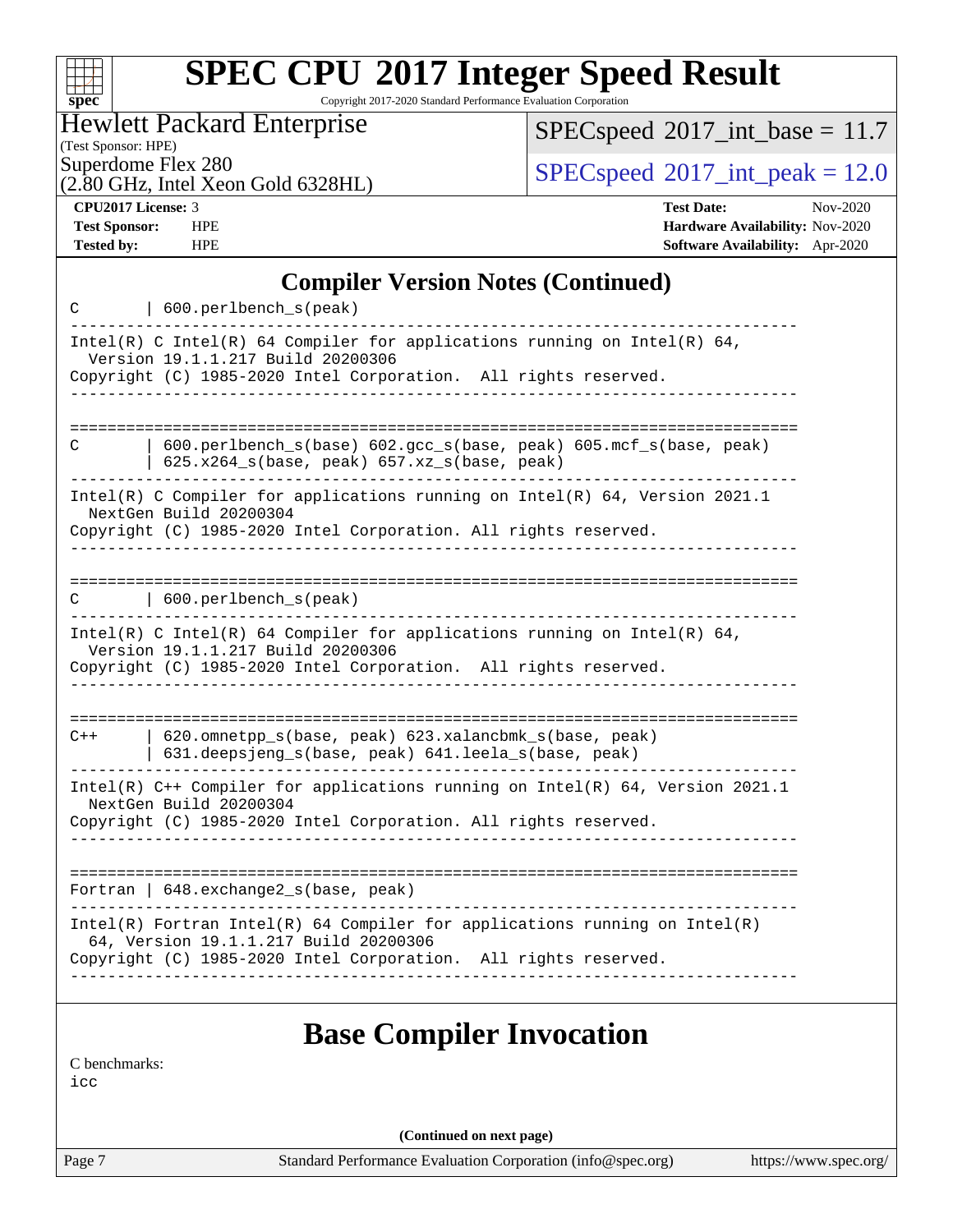## Compiler Version Notes (Continued)

```
C       | 600.perlbench_s(peak)
------------------------------------------------------------------------------
Intel(R) C Intel(R) 64 Compiler for applications running on Intel(R) 64,
  Version 19.1.1.217 Build 20200306
Copyright (C) 1985-2020 Intel Corporation.  All rights reserved.
------------------------------------------------------------------------------

==============================================================================
C       | 600.perlbench_s(base) 602.gcc_s(base, peak) 605.mcf_s(base, peak)
        | 625.x264_s(base, peak) 657.xz_s(base, peak)
------------------------------------------------------------------------------
Intel(R) C Compiler for applications running on Intel(R) 64, Version 2021.1
  NextGen Build 20200304
Copyright (C) 1985-2020 Intel Corporation. All rights reserved.
------------------------------------------------------------------------------

==============================================================================
C       | 600.perlbench_s(peak)
------------------------------------------------------------------------------
Intel(R) C Intel(R) 64 Compiler for applications running on Intel(R) 64,
  Version 19.1.1.217 Build 20200306
Copyright (C) 1985-2020 Intel Corporation.  All rights reserved.
------------------------------------------------------------------------------

==============================================================================
C++     | 620.omnetpp_s(base, peak) 623.xalancbmk_s(base, peak)
        | 631.deepsjeng_s(base, peak) 641.leela_s(base, peak)
------------------------------------------------------------------------------
Intel(R) C++ Compiler for applications running on Intel(R) 64, Version 2021.1
  NextGen Build 20200304
Copyright (C) 1985-2020 Intel Corporation. All rights reserved.
------------------------------------------------------------------------------

==============================================================================
Fortran | 648.exchange2_s(base, peak)
------------------------------------------------------------------------------
Intel(R) Fortran Intel(R) 64 Compiler for applications running on Intel(R)
  64, Version 19.1.1.217 Build 20200306
Copyright (C) 1985-2020 Intel Corporation.  All rights reserved.
------------------------------------------------------------------------------
```

## Base Compiler Invocation

C benchmarks:
icc

(Continued on next page)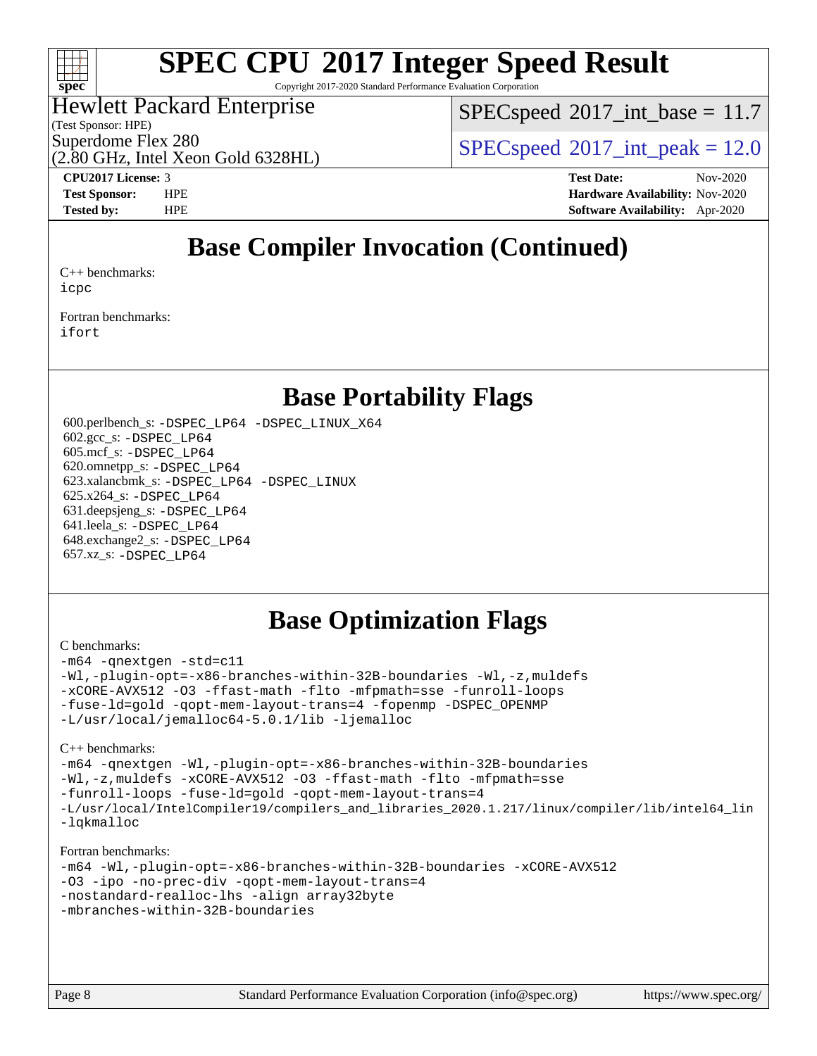# SPEC CPU 2017 Integer Speed Result

Copyright 2017-2020 Standard Performance Evaluation Corporation

Hewlett Packard Enterprise
(Test Sponsor: HPE)
Superdome Flex 280
(2.80 GHz, Intel Xeon Gold 6328HL)

SPECspeed 2017_int_base = 11.7

SPECspeed 2017_int_peak = 12.0

| | | | |
|---|---|---|---|
| **CPU2017 License:** | 3 | **Test Date:** | Nov-2020 |
| **Test Sponsor:** | HPE | **Hardware Availability:** | Nov-2020 |
| **Tested by:** | HPE | **Software Availability:** | Apr-2020 |

## Base Compiler Invocation (Continued)

C++ benchmarks:
`icpc`

Fortran benchmarks:
`ifort`

## Base Portability Flags

600.perlbench_s: `-DSPEC_LP64 -DSPEC_LINUX_X64`
602.gcc_s: `-DSPEC_LP64`
605.mcf_s: `-DSPEC_LP64`
620.omnetpp_s: `-DSPEC_LP64`
623.xalancbmk_s: `-DSPEC_LP64 -DSPEC_LINUX`
625.x264_s: `-DSPEC_LP64`
631.deepsjeng_s: `-DSPEC_LP64`
641.leela_s: `-DSPEC_LP64`
648.exchange2_s: `-DSPEC_LP64`
657.xz_s: `-DSPEC_LP64`

## Base Optimization Flags

C benchmarks:

```
-m64 -qnextgen -std=c11
-Wl,-plugin-opt=-x86-branches-within-32B-boundaries -Wl,-z,muldefs
-xCORE-AVX512 -O3 -ffast-math -flto -mfpmath=sse -funroll-loops
-fuse-ld=gold -qopt-mem-layout-trans=4 -fopenmp -DSPEC_OPENMP
-L/usr/local/jemalloc64-5.0.1/lib -ljemalloc
```

C++ benchmarks:

```
-m64 -qnextgen -Wl,-plugin-opt=-x86-branches-within-32B-boundaries
-Wl,-z,muldefs -xCORE-AVX512 -O3 -ffast-math -flto -mfpmath=sse
-funroll-loops -fuse-ld=gold -qopt-mem-layout-trans=4
-L/usr/local/IntelCompiler19/compilers_and_libraries_2020.1.217/linux/compiler/lib/intel64_lin
-lqkmalloc
```

Fortran benchmarks:

```
-m64 -Wl,-plugin-opt=-x86-branches-within-32B-boundaries -xCORE-AVX512
-O3 -ipo -no-prec-div -qopt-mem-layout-trans=4
-nostandard-realloc-lhs -align array32byte
-mbranches-within-32B-boundaries
```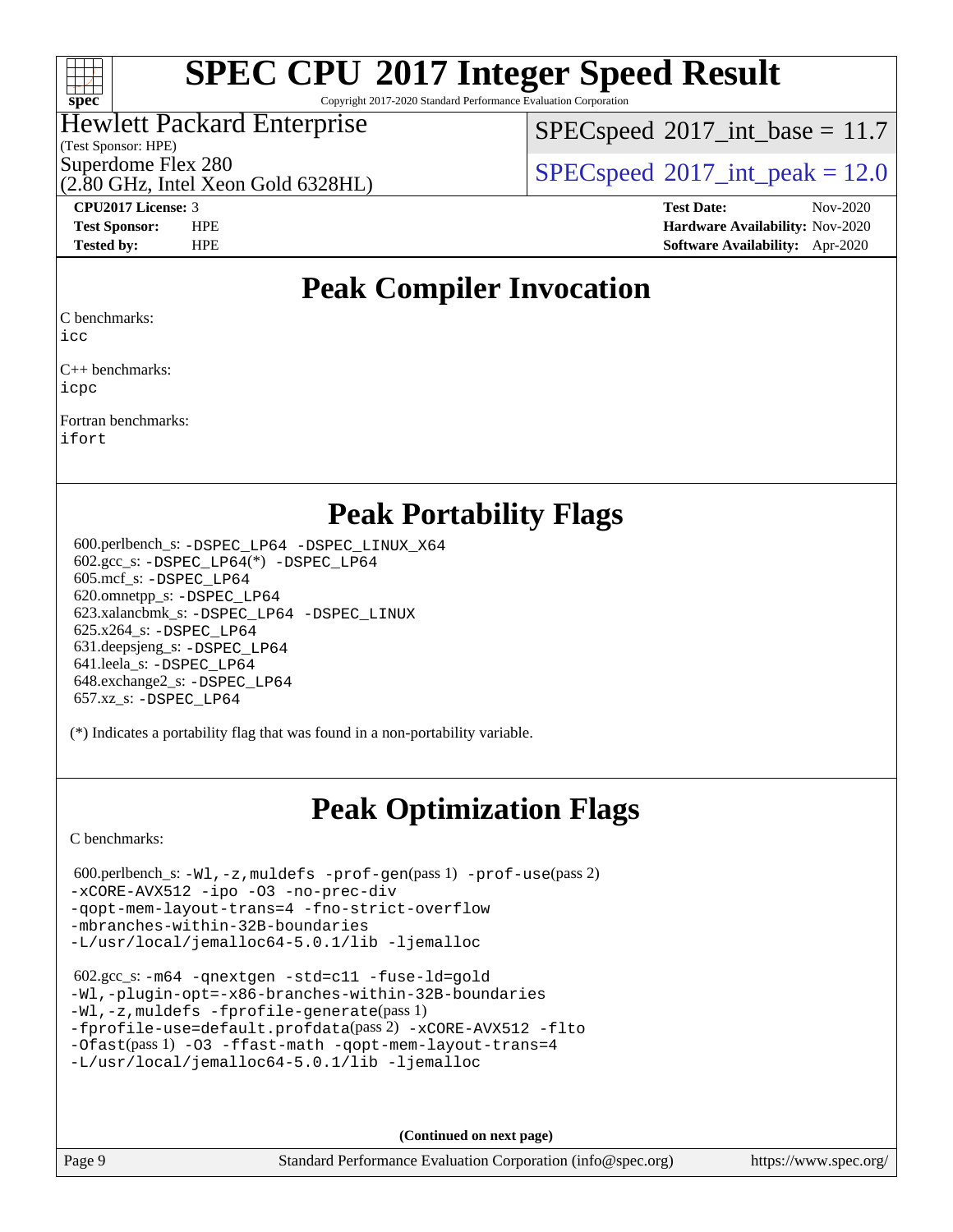# SPEC CPU 2017 Integer Speed Result

Copyright 2017-2020 Standard Performance Evaluation Corporation

Hewlett Packard Enterprise
(Test Sponsor: HPE)
Superdome Flex 280
(2.80 GHz, Intel Xeon Gold 6328HL)

SPECspeed 2017_int_base = 11.7
SPECspeed 2017_int_peak = 12.0

**CPU2017 License:** 3
**Test Sponsor:** HPE
**Tested by:** HPE

**Test Date:** Nov-2020
**Hardware Availability:** Nov-2020
**Software Availability:** Apr-2020

## Peak Compiler Invocation

C benchmarks:
icc

C++ benchmarks:
icpc

Fortran benchmarks:
ifort

## Peak Portability Flags

600.perlbench_s: -DSPEC_LP64 -DSPEC_LINUX_X64
602.gcc_s: -DSPEC_LP64(*) -DSPEC_LP64
605.mcf_s: -DSPEC_LP64
620.omnetpp_s: -DSPEC_LP64
623.xalancbmk_s: -DSPEC_LP64 -DSPEC_LINUX
625.x264_s: -DSPEC_LP64
631.deepsjeng_s: -DSPEC_LP64
641.leela_s: -DSPEC_LP64
648.exchange2_s: -DSPEC_LP64
657.xz_s: -DSPEC_LP64

(*) Indicates a portability flag that was found in a non-portability variable.

## Peak Optimization Flags

C benchmarks:

600.perlbench_s: -Wl,-z,muldefs -prof-gen(pass 1) -prof-use(pass 2) -xCORE-AVX512 -ipo -O3 -no-prec-div -qopt-mem-layout-trans=4 -fno-strict-overflow -mbranches-within-32B-boundaries -L/usr/local/jemalloc64-5.0.1/lib -ljemalloc

602.gcc_s: -m64 -qnextgen -std=c11 -fuse-ld=gold -Wl,-plugin-opt=-x86-branches-within-32B-boundaries -Wl,-z,muldefs -fprofile-generate(pass 1) -fprofile-use=default.profdata(pass 2) -xCORE-AVX512 -flto -Ofast(pass 1) -O3 -ffast-math -qopt-mem-layout-trans=4 -L/usr/local/jemalloc64-5.0.1/lib -ljemalloc

**(Continued on next page)**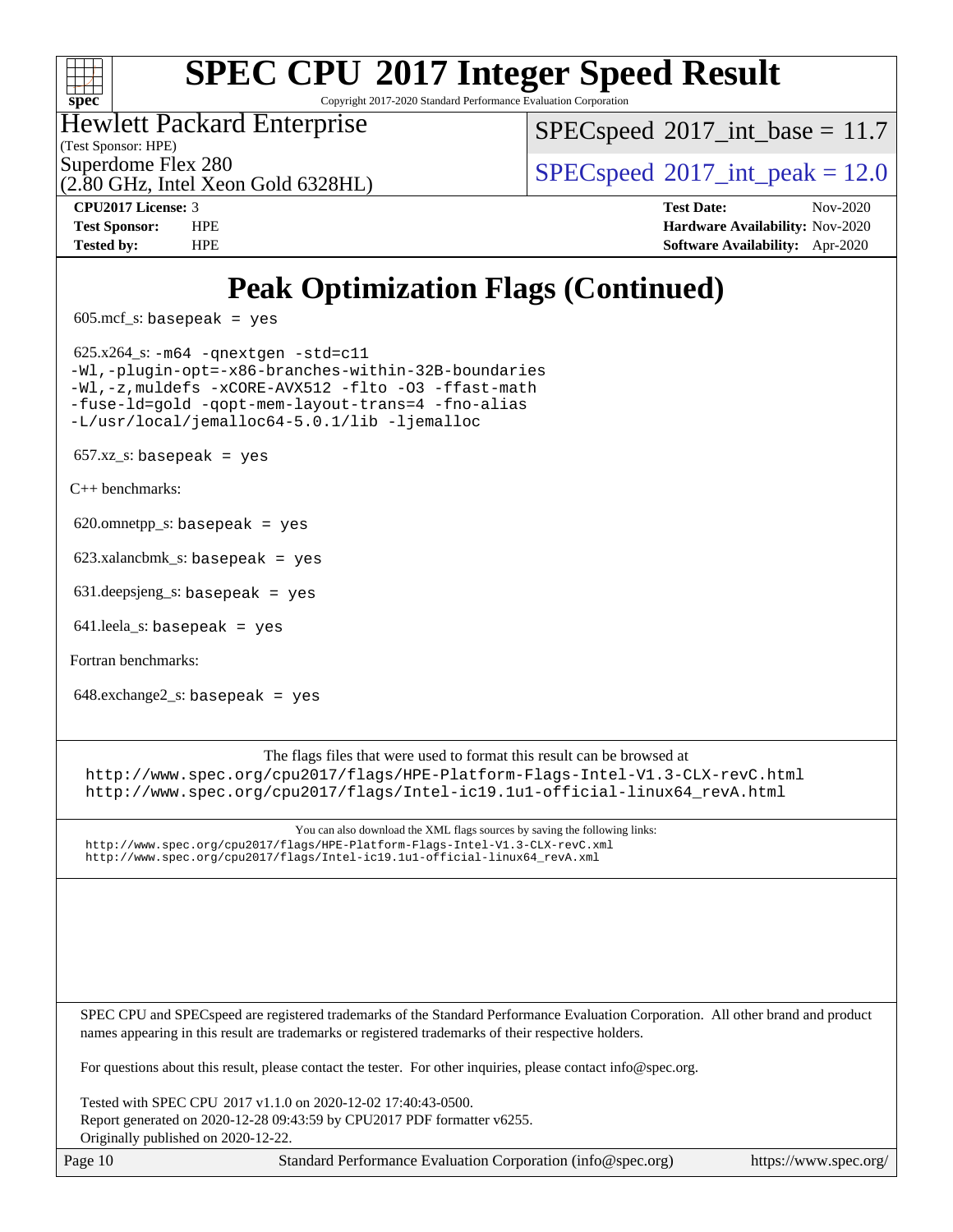# SPEC CPU 2017 Integer Speed Result

Copyright 2017-2020 Standard Performance Evaluation Corporation

**Hewlett Packard Enterprise**
(Test Sponsor: HPE)
Superdome Flex 280
(2.80 GHz, Intel Xeon Gold 6328HL)

SPECspeed 2017_int_base = 11.7

SPECspeed 2017_int_peak = 12.0

**CPU2017 License:** 3
**Test Sponsor:** HPE
**Tested by:** HPE

**Test Date:** Nov-2020
**Hardware Availability:** Nov-2020
**Software Availability:** Apr-2020

## Peak Optimization Flags (Continued)

605.mcf_s: `basepeak = yes`

625.x264_s: `-m64 -qnextgen -std=c11 -Wl,-plugin-opt=-x86-branches-within-32B-boundaries -Wl,-z,muldefs -xCORE-AVX512 -flto -O3 -ffast-math -fuse-ld=gold -qopt-mem-layout-trans=4 -fno-alias -L/usr/local/jemalloc64-5.0.1/lib -ljemalloc`

657.xz_s: `basepeak = yes`

C++ benchmarks:

620.omnetpp_s: `basepeak = yes`

623.xalancbmk_s: `basepeak = yes`

631.deepsjeng_s: `basepeak = yes`

641.leela_s: `basepeak = yes`

Fortran benchmarks:

648.exchange2_s: `basepeak = yes`

The flags files that were used to format this result can be browsed at
http://www.spec.org/cpu2017/flags/HPE-Platform-Flags-Intel-V1.3-CLX-revC.html
http://www.spec.org/cpu2017/flags/Intel-ic19.1u1-official-linux64_revA.html

You can also download the XML flags sources by saving the following links:
http://www.spec.org/cpu2017/flags/HPE-Platform-Flags-Intel-V1.3-CLX-revC.xml
http://www.spec.org/cpu2017/flags/Intel-ic19.1u1-official-linux64_revA.xml

SPEC CPU and SPECspeed are registered trademarks of the Standard Performance Evaluation Corporation. All other brand and product names appearing in this result are trademarks or registered trademarks of their respective holders.

For questions about this result, please contact the tester. For other inquiries, please contact info@spec.org.

Tested with SPEC CPU 2017 v1.1.0 on 2020-12-02 17:40:43-0500.
Report generated on 2020-12-28 09:43:59 by CPU2017 PDF formatter v6255.
Originally published on 2020-12-22.